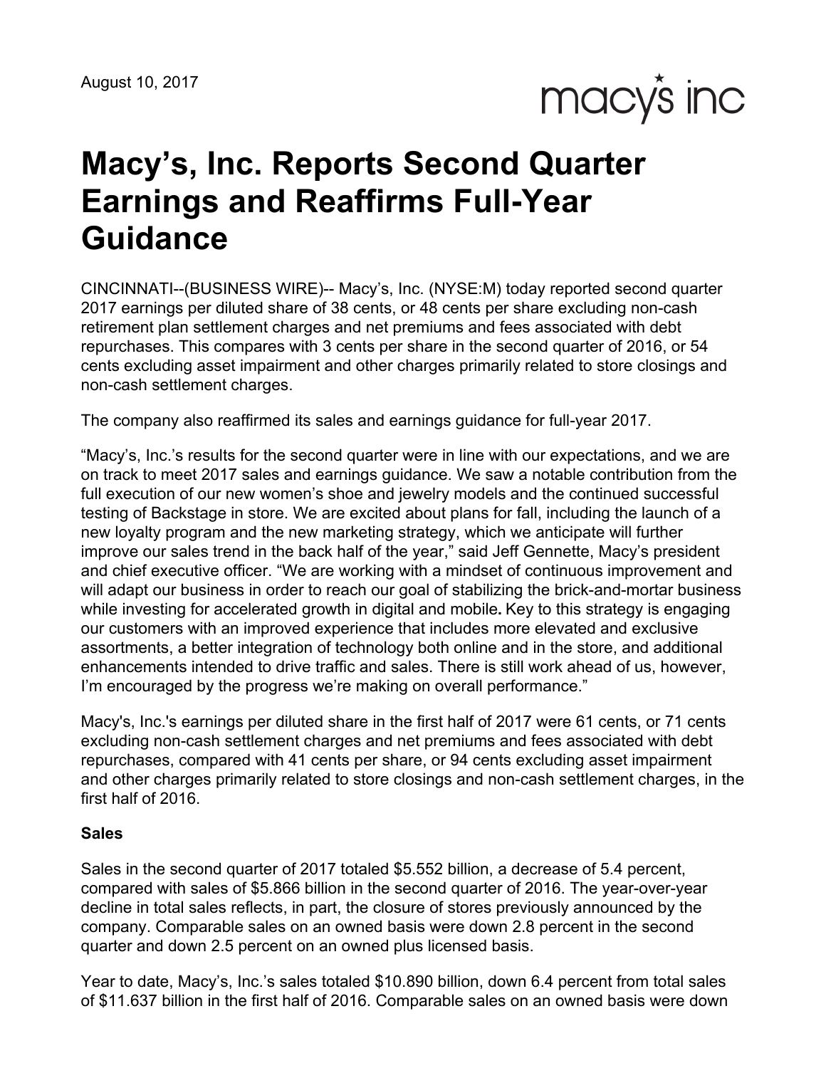August 10, 2017

macy's inc

# Macy's, Inc. Reports Second Quarter Earnings and Reaffirms Full-Year Guidance

CINCINNATI--(BUSINESS WIRE)-- Macy's, Inc. (NYSE:M) today reported second quarter 2017 earnings per diluted share of 38 cents, or 48 cents per share excluding non-cash retirement plan settlement charges and net premiums and fees associated with debt repurchases. This compares with 3 cents per share in the second quarter of 2016, or 54 cents excluding asset impairment and other charges primarily related to store closings and non-cash settlement charges.

The company also reaffirmed its sales and earnings guidance for full-year 2017.

"Macy's, Inc.'s results for the second quarter were in line with our expectations, and we are on track to meet 2017 sales and earnings guidance. We saw a notable contribution from the full execution of our new women's shoe and jewelry models and the continued successful testing of Backstage in store. We are excited about plans for fall, including the launch of a new loyalty program and the new marketing strategy, which we anticipate will further improve our sales trend in the back half of the year," said Jeff Gennette, Macy's president and chief executive officer. "We are working with a mindset of continuous improvement and will adapt our business in order to reach our goal of stabilizing the brick-and-mortar business while investing for accelerated growth in digital and mobile**.** Key to this strategy is engaging our customers with an improved experience that includes more elevated and exclusive assortments, a better integration of technology both online and in the store, and additional enhancements intended to drive traffic and sales. There is still work ahead of us, however, I'm encouraged by the progress we're making on overall performance."

Macy's, Inc.'s earnings per diluted share in the first half of 2017 were 61 cents, or 71 cents excluding non-cash settlement charges and net premiums and fees associated with debt repurchases, compared with 41 cents per share, or 94 cents excluding asset impairment and other charges primarily related to store closings and non-cash settlement charges, in the first half of 2016.

**Sales**

Sales in the second quarter of 2017 totaled $5.552 billion, a decrease of 5.4 percent, compared with sales of $5.866 billion in the second quarter of 2016. The year-over-year decline in total sales reflects, in part, the closure of stores previously announced by the company. Comparable sales on an owned basis were down 2.8 percent in the second quarter and down 2.5 percent on an owned plus licensed basis.

Year to date, Macy's, Inc.'s sales totaled $10.890 billion, down 6.4 percent from total sales of $11.637 billion in the first half of 2016. Comparable sales on an owned basis were down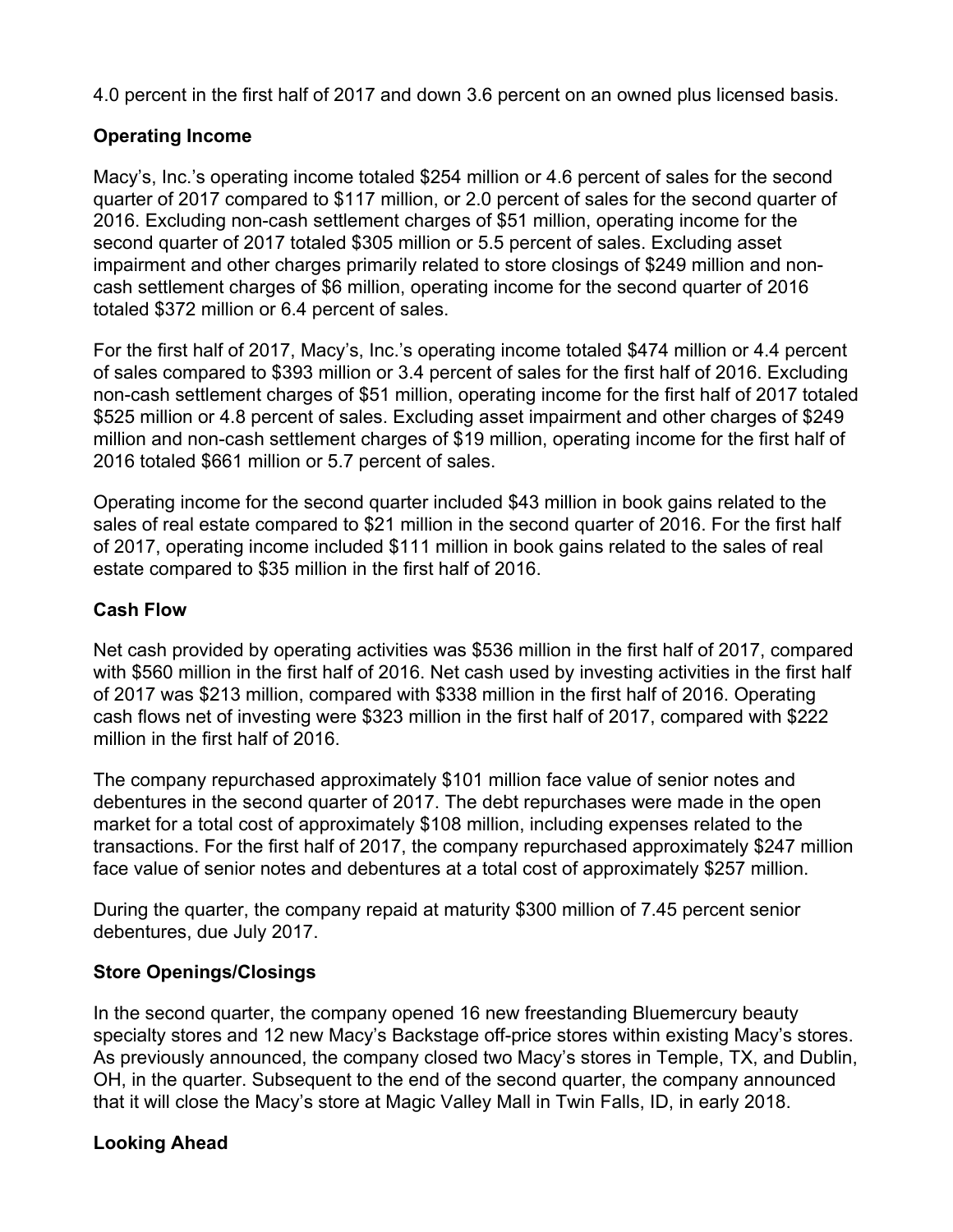4.0 percent in the first half of 2017 and down 3.6 percent on an owned plus licensed basis.

**Operating Income**

Macy's, Inc.'s operating income totaled $254 million or 4.6 percent of sales for the second quarter of 2017 compared to $117 million, or 2.0 percent of sales for the second quarter of 2016. Excluding non-cash settlement charges of $51 million, operating income for the second quarter of 2017 totaled $305 million or 5.5 percent of sales. Excluding asset impairment and other charges primarily related to store closings of $249 million and non-cash settlement charges of $6 million, operating income for the second quarter of 2016 totaled $372 million or 6.4 percent of sales.

For the first half of 2017, Macy's, Inc.'s operating income totaled $474 million or 4.4 percent of sales compared to $393 million or 3.4 percent of sales for the first half of 2016. Excluding non-cash settlement charges of $51 million, operating income for the first half of 2017 totaled $525 million or 4.8 percent of sales. Excluding asset impairment and other charges of $249 million and non-cash settlement charges of $19 million, operating income for the first half of 2016 totaled $661 million or 5.7 percent of sales.

Operating income for the second quarter included $43 million in book gains related to the sales of real estate compared to $21 million in the second quarter of 2016. For the first half of 2017, operating income included $111 million in book gains related to the sales of real estate compared to $35 million in the first half of 2016.

**Cash Flow**

Net cash provided by operating activities was $536 million in the first half of 2017, compared with $560 million in the first half of 2016. Net cash used by investing activities in the first half of 2017 was $213 million, compared with $338 million in the first half of 2016. Operating cash flows net of investing were $323 million in the first half of 2017, compared with $222 million in the first half of 2016.

The company repurchased approximately $101 million face value of senior notes and debentures in the second quarter of 2017. The debt repurchases were made in the open market for a total cost of approximately $108 million, including expenses related to the transactions. For the first half of 2017, the company repurchased approximately $247 million face value of senior notes and debentures at a total cost of approximately $257 million.

During the quarter, the company repaid at maturity $300 million of 7.45 percent senior debentures, due July 2017.

**Store Openings/Closings**

In the second quarter, the company opened 16 new freestanding Bluemercury beauty specialty stores and 12 new Macy's Backstage off-price stores within existing Macy's stores. As previously announced, the company closed two Macy's stores in Temple, TX, and Dublin, OH, in the quarter. Subsequent to the end of the second quarter, the company announced that it will close the Macy's store at Magic Valley Mall in Twin Falls, ID, in early 2018.

**Looking Ahead**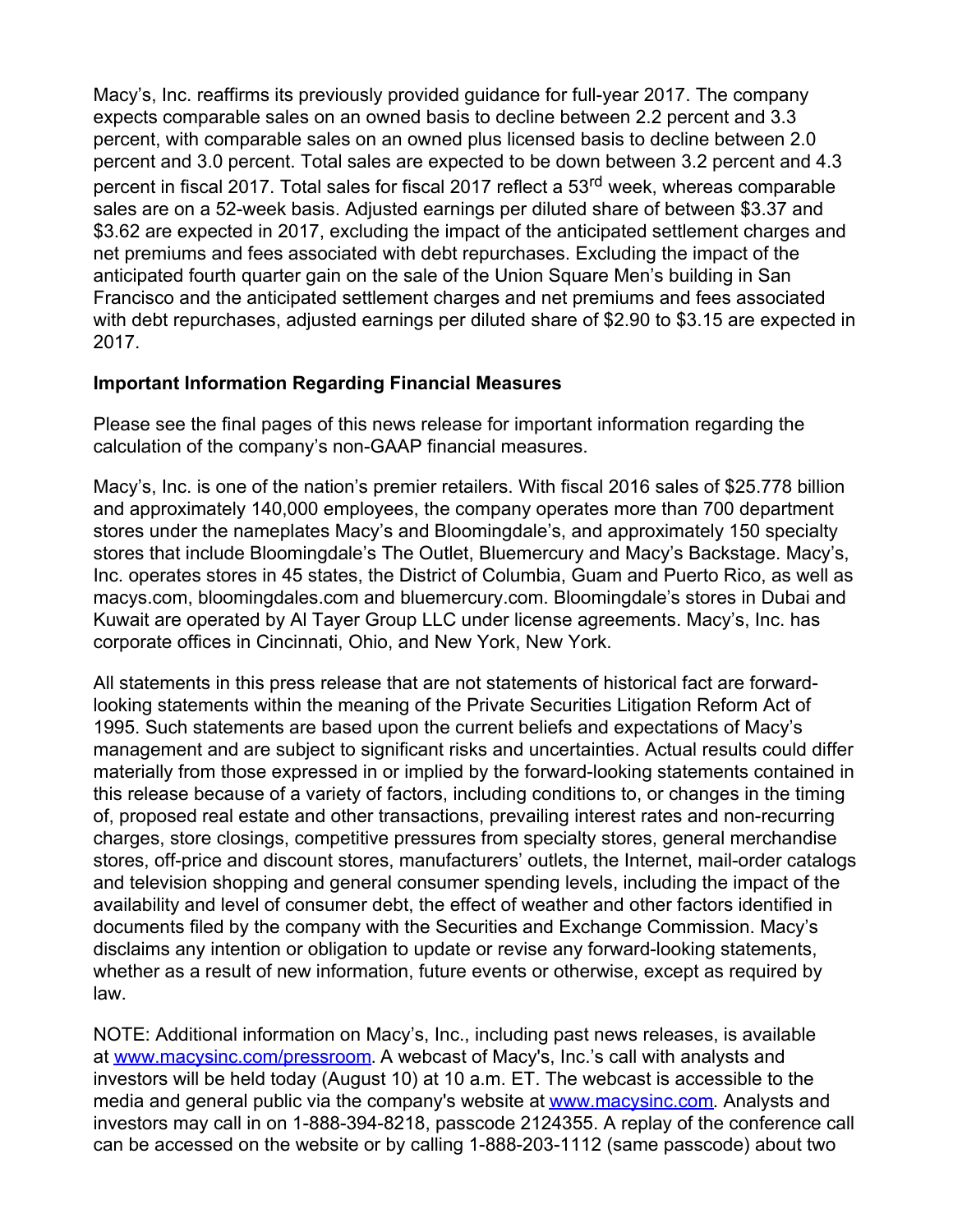Macy's, Inc. reaffirms its previously provided guidance for full-year 2017. The company expects comparable sales on an owned basis to decline between 2.2 percent and 3.3 percent, with comparable sales on an owned plus licensed basis to decline between 2.0 percent and 3.0 percent. Total sales are expected to be down between 3.2 percent and 4.3 percent in fiscal 2017. Total sales for fiscal 2017 reflect a 53rd week, whereas comparable sales are on a 52-week basis. Adjusted earnings per diluted share of between $3.37 and $3.62 are expected in 2017, excluding the impact of the anticipated settlement charges and net premiums and fees associated with debt repurchases. Excluding the impact of the anticipated fourth quarter gain on the sale of the Union Square Men's building in San Francisco and the anticipated settlement charges and net premiums and fees associated with debt repurchases, adjusted earnings per diluted share of $2.90 to $3.15 are expected in 2017.

**Important Information Regarding Financial Measures**

Please see the final pages of this news release for important information regarding the calculation of the company's non-GAAP financial measures.

Macy's, Inc. is one of the nation's premier retailers. With fiscal 2016 sales of $25.778 billion and approximately 140,000 employees, the company operates more than 700 department stores under the nameplates Macy's and Bloomingdale's, and approximately 150 specialty stores that include Bloomingdale's The Outlet, Bluemercury and Macy's Backstage. Macy's, Inc. operates stores in 45 states, the District of Columbia, Guam and Puerto Rico, as well as macys.com, bloomingdales.com and bluemercury.com. Bloomingdale's stores in Dubai and Kuwait are operated by Al Tayer Group LLC under license agreements. Macy's, Inc. has corporate offices in Cincinnati, Ohio, and New York, New York.

All statements in this press release that are not statements of historical fact are forward-looking statements within the meaning of the Private Securities Litigation Reform Act of 1995. Such statements are based upon the current beliefs and expectations of Macy's management and are subject to significant risks and uncertainties. Actual results could differ materially from those expressed in or implied by the forward-looking statements contained in this release because of a variety of factors, including conditions to, or changes in the timing of, proposed real estate and other transactions, prevailing interest rates and non-recurring charges, store closings, competitive pressures from specialty stores, general merchandise stores, off-price and discount stores, manufacturers' outlets, the Internet, mail-order catalogs and television shopping and general consumer spending levels, including the impact of the availability and level of consumer debt, the effect of weather and other factors identified in documents filed by the company with the Securities and Exchange Commission. Macy's disclaims any intention or obligation to update or revise any forward-looking statements, whether as a result of new information, future events or otherwise, except as required by law.

NOTE: Additional information on Macy's, Inc., including past news releases, is available at www.macysinc.com/pressroom. A webcast of Macy's, Inc.'s call with analysts and investors will be held today (August 10) at 10 a.m. ET. The webcast is accessible to the media and general public via the company's website at www.macysinc.com. Analysts and investors may call in on 1-888-394-8218, passcode 2124355. A replay of the conference call can be accessed on the website or by calling 1-888-203-1112 (same passcode) about two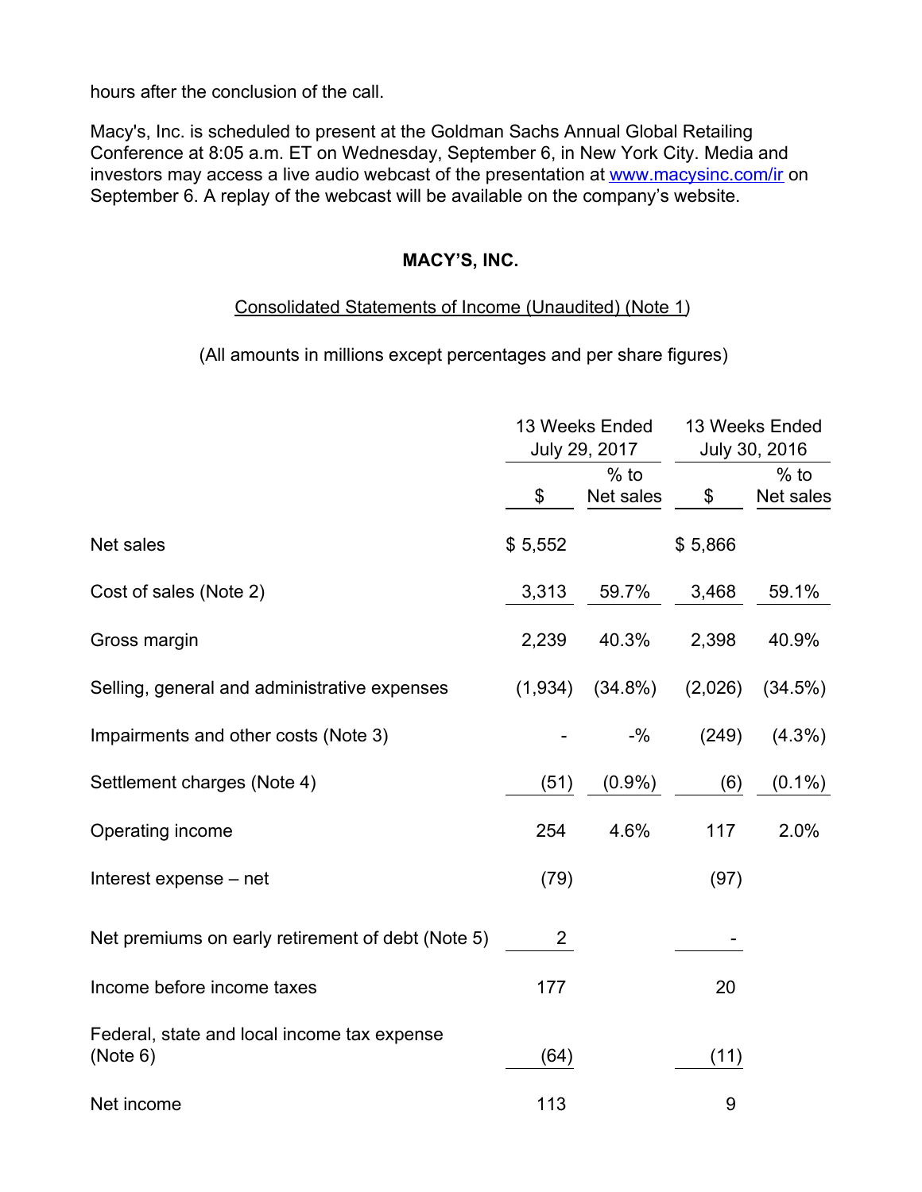hours after the conclusion of the call.

Macy's, Inc. is scheduled to present at the Goldman Sachs Annual Global Retailing Conference at 8:05 a.m. ET on Wednesday, September 6, in New York City. Media and investors may access a live audio webcast of the presentation at [www.macysinc.com/ir](www.macysinc.com/ir) on September 6. A replay of the webcast will be available on the company's website.

**MACY'S, INC.**

Consolidated Statements of Income (Unaudited) (Note 1)

(All amounts in millions except percentages and per share figures)

| | 13 Weeks Ended July 29, 2017 | | 13 Weeks Ended July 30, 2016 | |
|---|---|---|---|---|
| | $ | % to Net sales | $ | % to Net sales |
| Net sales | $ 5,552 | | $ 5,866 | |
| Cost of sales (Note 2) | 3,313 | 59.7% | 3,468 | 59.1% |
| Gross margin | 2,239 | 40.3% | 2,398 | 40.9% |
| Selling, general and administrative expenses | (1,934) | (34.8%) | (2,026) | (34.5%) |
| Impairments and other costs (Note 3) | - | -% | (249) | (4.3%) |
| Settlement charges (Note 4) | (51) | (0.9%) | (6) | (0.1%) |
| Operating income | 254 | 4.6% | 117 | 2.0% |
| Interest expense – net | (79) | | (97) | |
| Net premiums on early retirement of debt (Note 5) | 2 | | - | |
| Income before income taxes | 177 | | 20 | |
| Federal, state and local income tax expense (Note 6) | (64) | | (11) | |
| Net income | 113 | | 9 | |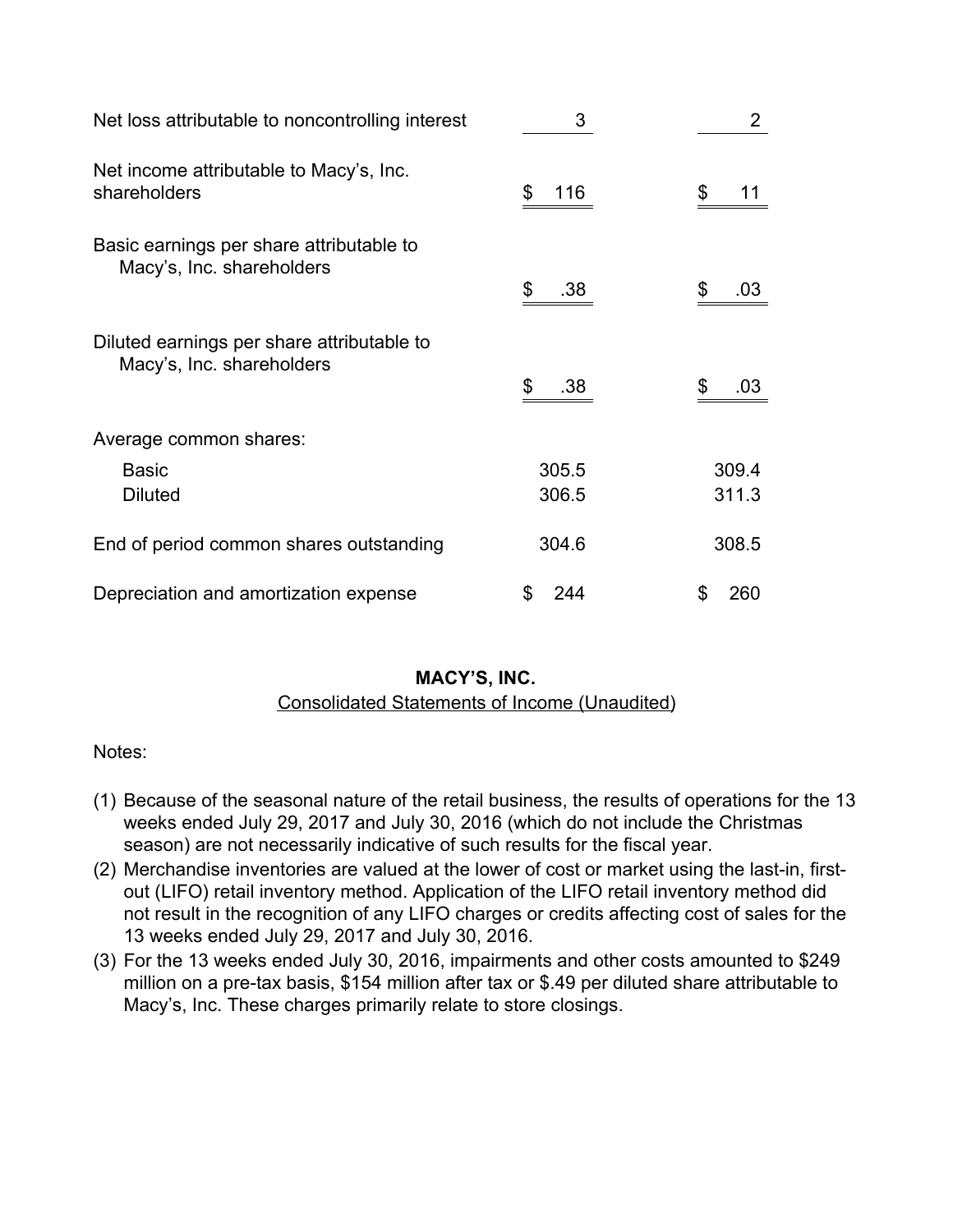| | | |
|---|---|---|
| Net loss attributable to noncontrolling interest | 3 | 2 |
| Net income attributable to Macy's, Inc. shareholders | $ 116 | $ 11 |
| Basic earnings per share attributable to Macy's, Inc. shareholders | $ .38 | $ .03 |
| Diluted earnings per share attributable to Macy's, Inc. shareholders | $ .38 | $ .03 |
| Average common shares: | | |
| Basic | 305.5 | 309.4 |
| Diluted | 306.5 | 311.3 |
| End of period common shares outstanding | 304.6 | 308.5 |
| Depreciation and amortization expense | $ 244 | $ 260 |

**MACY'S, INC.**

Consolidated Statements of Income (Unaudited)

Notes:

(1) Because of the seasonal nature of the retail business, the results of operations for the 13 weeks ended July 29, 2017 and July 30, 2016 (which do not include the Christmas season) are not necessarily indicative of such results for the fiscal year.

(2) Merchandise inventories are valued at the lower of cost or market using the last-in, first-out (LIFO) retail inventory method. Application of the LIFO retail inventory method did not result in the recognition of any LIFO charges or credits affecting cost of sales for the 13 weeks ended July 29, 2017 and July 30, 2016.

(3) For the 13 weeks ended July 30, 2016, impairments and other costs amounted to $249 million on a pre-tax basis, $154 million after tax or $.49 per diluted share attributable to Macy's, Inc. These charges primarily relate to store closings.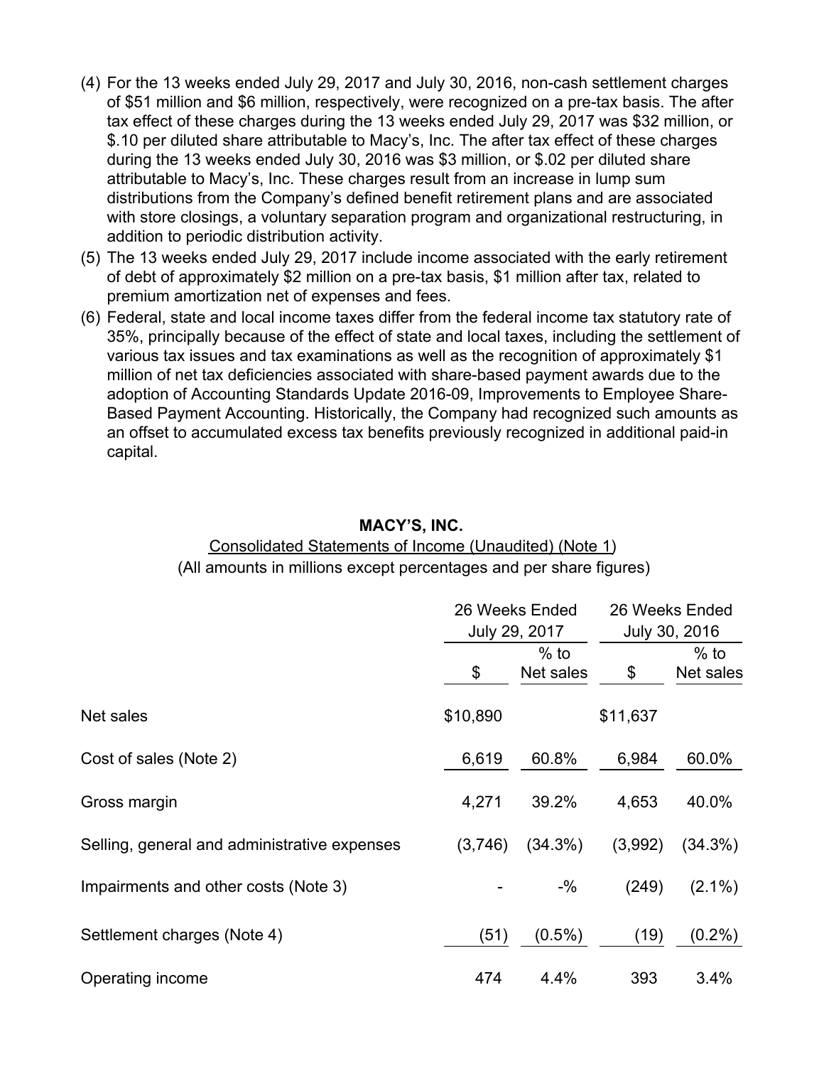(4) For the 13 weeks ended July 29, 2017 and July 30, 2016, non-cash settlement charges of $51 million and $6 million, respectively, were recognized on a pre-tax basis. The after tax effect of these charges during the 13 weeks ended July 29, 2017 was $32 million, or $.10 per diluted share attributable to Macy's, Inc. The after tax effect of these charges during the 13 weeks ended July 30, 2016 was $3 million, or $.02 per diluted share attributable to Macy's, Inc. These charges result from an increase in lump sum distributions from the Company's defined benefit retirement plans and are associated with store closings, a voluntary separation program and organizational restructuring, in addition to periodic distribution activity.

(5) The 13 weeks ended July 29, 2017 include income associated with the early retirement of debt of approximately $2 million on a pre-tax basis, $1 million after tax, related to premium amortization net of expenses and fees.

(6) Federal, state and local income taxes differ from the federal income tax statutory rate of 35%, principally because of the effect of state and local taxes, including the settlement of various tax issues and tax examinations as well as the recognition of approximately $1 million of net tax deficiencies associated with share-based payment awards due to the adoption of Accounting Standards Update 2016-09, Improvements to Employee Share-Based Payment Accounting. Historically, the Company had recognized such amounts as an offset to accumulated excess tax benefits previously recognized in additional paid-in capital.

**MACY'S, INC.**

Consolidated Statements of Income (Unaudited) (Note 1)

(All amounts in millions except percentages and per share figures)

| | 26 Weeks Ended July 29, 2017 | | 26 Weeks Ended July 30, 2016 | |
|---|---|---|---|---|
| | $ | % to Net sales | $ | % to Net sales |
| Net sales | $10,890 | | $11,637 | |
| Cost of sales (Note 2) | 6,619 | 60.8% | 6,984 | 60.0% |
| Gross margin | 4,271 | 39.2% | 4,653 | 40.0% |
| Selling, general and administrative expenses | (3,746) | (34.3%) | (3,992) | (34.3%) |
| Impairments and other costs (Note 3) | - | -% | (249) | (2.1%) |
| Settlement charges (Note 4) | (51) | (0.5%) | (19) | (0.2%) |
| Operating income | 474 | 4.4% | 393 | 3.4% |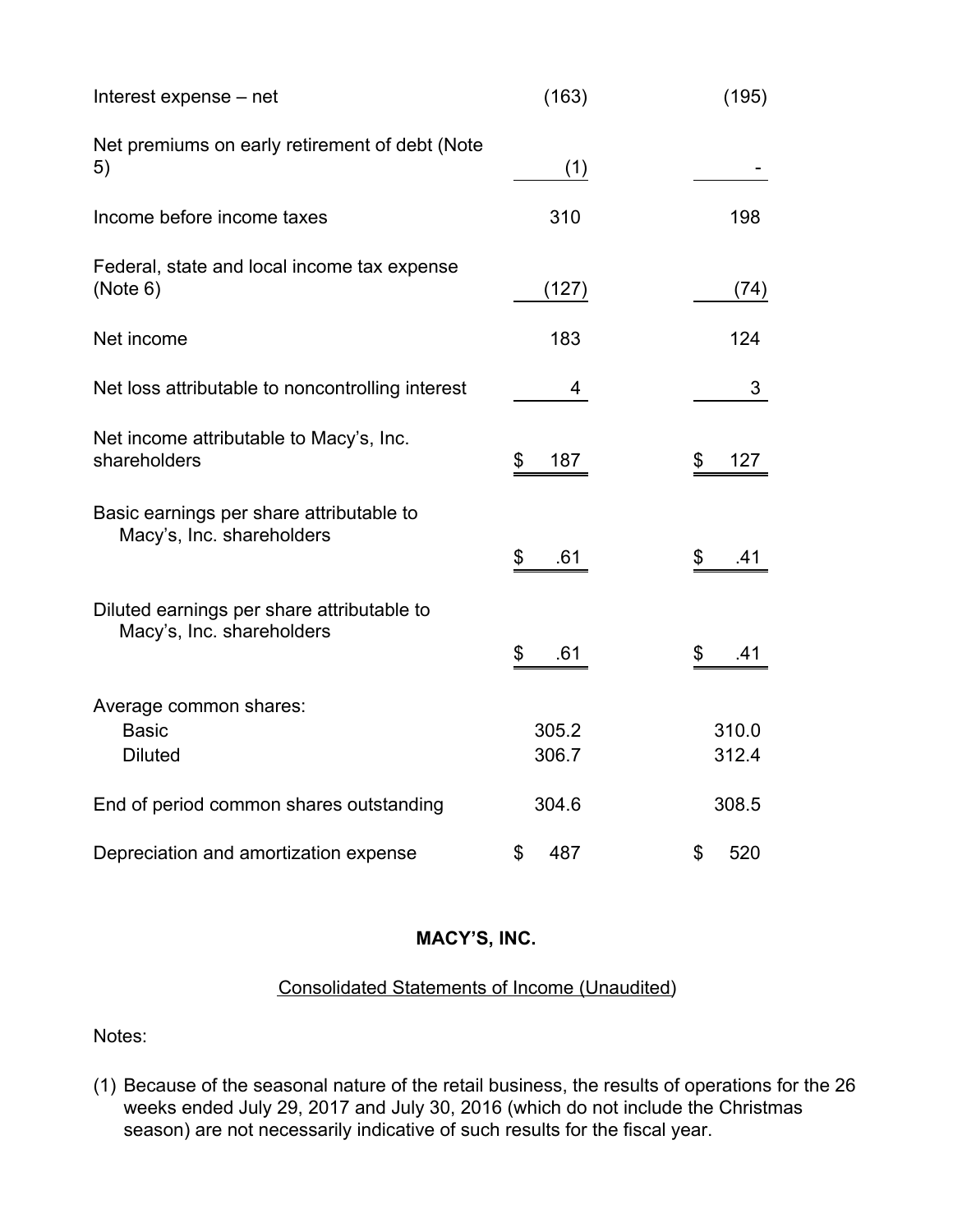| | | |
|---|---|---|
| Interest expense – net | (163) | (195) |
| Net premiums on early retirement of debt (Note 5) | (1) | - |
| Income before income taxes | 310 | 198 |
| Federal, state and local income tax expense (Note 6) | (127) | (74) |
| Net income | 183 | 124 |
| Net loss attributable to noncontrolling interest | 4 | 3 |
| Net income attributable to Macy's, Inc. shareholders | $ 187 | $ 127 |
| Basic earnings per share attributable to Macy's, Inc. shareholders | $ .61 | $ .41 |
| Diluted earnings per share attributable to Macy's, Inc. shareholders | $ .61 | $ .41 |
| Average common shares: | | |
| Basic | 305.2 | 310.0 |
| Diluted | 306.7 | 312.4 |
| End of period common shares outstanding | 304.6 | 308.5 |
| Depreciation and amortization expense | $ 487 | $ 520 |

**MACY'S, INC.**

Consolidated Statements of Income (Unaudited)

Notes:

(1) Because of the seasonal nature of the retail business, the results of operations for the 26 weeks ended July 29, 2017 and July 30, 2016 (which do not include the Christmas season) are not necessarily indicative of such results for the fiscal year.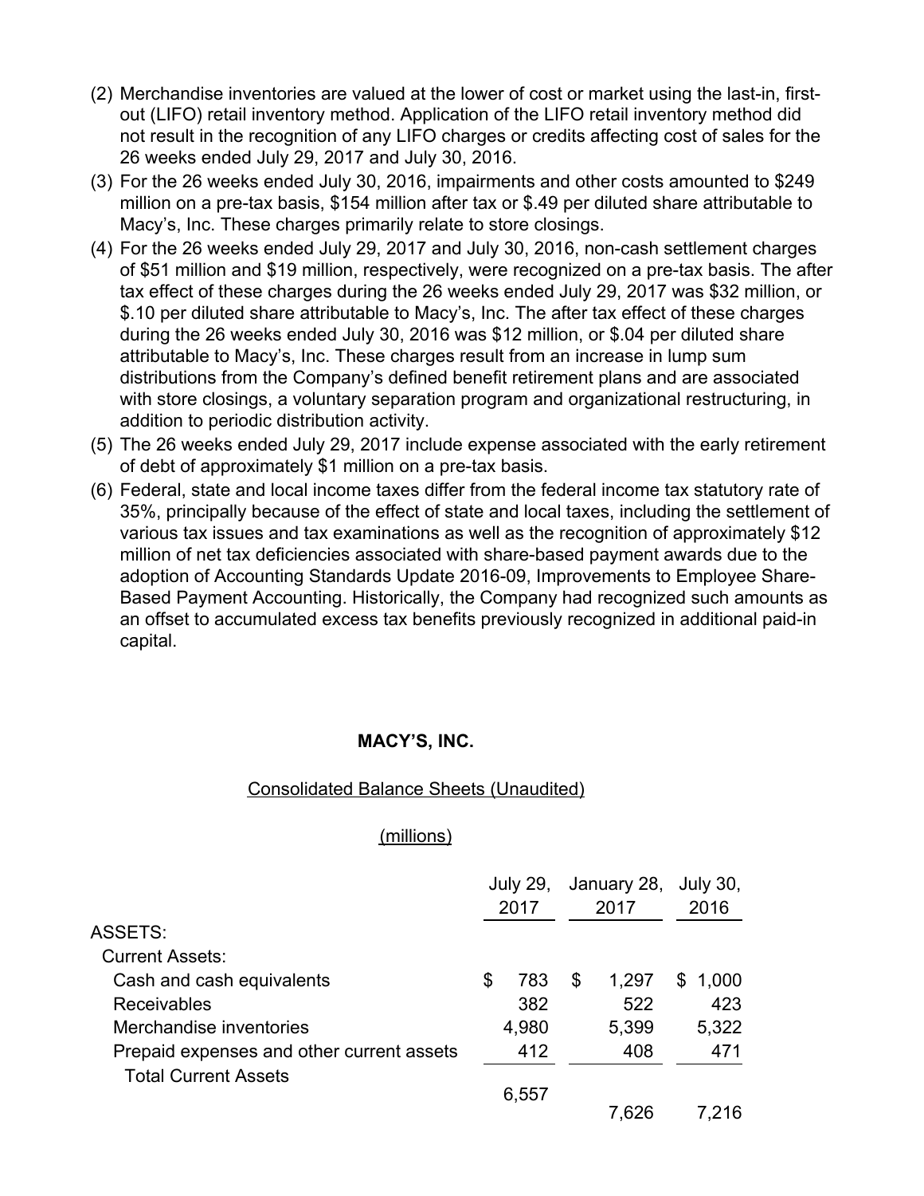(2) Merchandise inventories are valued at the lower of cost or market using the last-in, first-out (LIFO) retail inventory method. Application of the LIFO retail inventory method did not result in the recognition of any LIFO charges or credits affecting cost of sales for the 26 weeks ended July 29, 2017 and July 30, 2016.

(3) For the 26 weeks ended July 30, 2016, impairments and other costs amounted to $249 million on a pre-tax basis, $154 million after tax or $.49 per diluted share attributable to Macy's, Inc. These charges primarily relate to store closings.

(4) For the 26 weeks ended July 29, 2017 and July 30, 2016, non-cash settlement charges of $51 million and $19 million, respectively, were recognized on a pre-tax basis. The after tax effect of these charges during the 26 weeks ended July 29, 2017 was $32 million, or $.10 per diluted share attributable to Macy's, Inc. The after tax effect of these charges during the 26 weeks ended July 30, 2016 was $12 million, or $.04 per diluted share attributable to Macy's, Inc. These charges result from an increase in lump sum distributions from the Company's defined benefit retirement plans and are associated with store closings, a voluntary separation program and organizational restructuring, in addition to periodic distribution activity.

(5) The 26 weeks ended July 29, 2017 include expense associated with the early retirement of debt of approximately $1 million on a pre-tax basis.

(6) Federal, state and local income taxes differ from the federal income tax statutory rate of 35%, principally because of the effect of state and local taxes, including the settlement of various tax issues and tax examinations as well as the recognition of approximately $12 million of net tax deficiencies associated with share-based payment awards due to the adoption of Accounting Standards Update 2016-09, Improvements to Employee Share-Based Payment Accounting. Historically, the Company had recognized such amounts as an offset to accumulated excess tax benefits previously recognized in additional paid-in capital.

**MACY'S, INC.**

Consolidated Balance Sheets (Unaudited)

(millions)

| | July 29, 2017 | January 28, 2017 | July 30, 2016 |
|---|---|---|---|
| ASSETS: | | | |
| Current Assets: | | | |
| Cash and cash equivalents | $ 783 | $ 1,297 | $ 1,000 |
| Receivables | 382 | 522 | 423 |
| Merchandise inventories | 4,980 | 5,399 | 5,322 |
| Prepaid expenses and other current assets | 412 | 408 | 471 |
| Total Current Assets | 6,557 | 7,626 | 7,216 |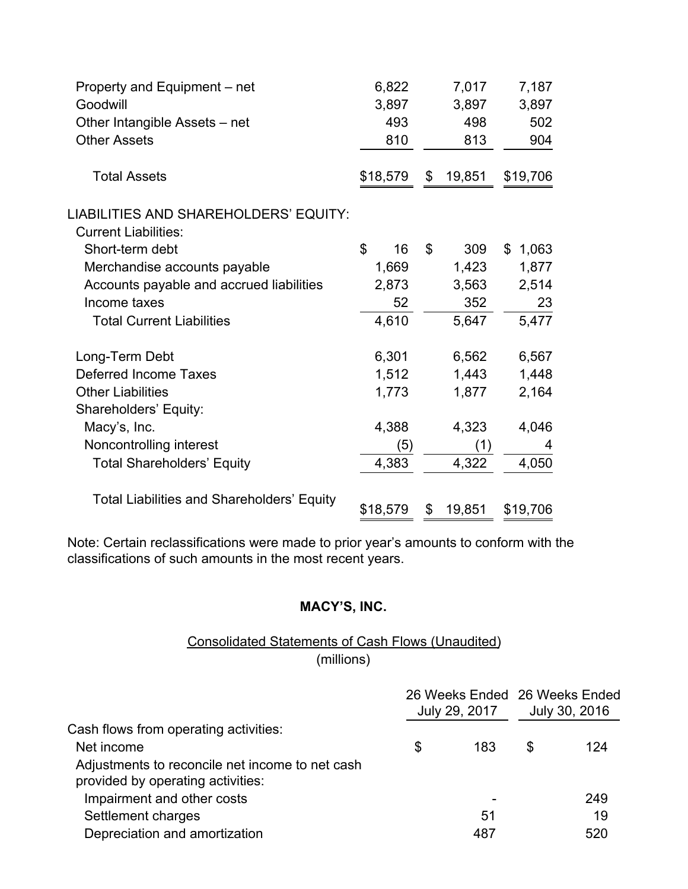| | | | |
|---|---|---|---|
| Property and Equipment – net | 6,822 | 7,017 | 7,187 |
| Goodwill | 3,897 | 3,897 | 3,897 |
| Other Intangible Assets – net | 493 | 498 | 502 |
| Other Assets | 810 | 813 | 904 |
| Total Assets | $18,579 | $ 19,851 | $19,706 |
| LIABILITIES AND SHAREHOLDERS' EQUITY: | | | |
| Current Liabilities: | | | |
| Short-term debt | $ 16 | $ 309 | $ 1,063 |
| Merchandise accounts payable | 1,669 | 1,423 | 1,877 |
| Accounts payable and accrued liabilities | 2,873 | 3,563 | 2,514 |
| Income taxes | 52 | 352 | 23 |
| Total Current Liabilities | 4,610 | 5,647 | 5,477 |
| Long-Term Debt | 6,301 | 6,562 | 6,567 |
| Deferred Income Taxes | 1,512 | 1,443 | 1,448 |
| Other Liabilities | 1,773 | 1,877 | 2,164 |
| Shareholders' Equity: | | | |
| Macy's, Inc. | 4,388 | 4,323 | 4,046 |
| Noncontrolling interest | (5) | (1) | 4 |
| Total Shareholders' Equity | 4,383 | 4,322 | 4,050 |
| Total Liabilities and Shareholders' Equity | $18,579 | $ 19,851 | $19,706 |

Note: Certain reclassifications were made to prior year's amounts to conform with the classifications of such amounts in the most recent years.

**MACY'S, INC.**

Consolidated Statements of Cash Flows (Unaudited)
(millions)

| | 26 Weeks Ended July 29, 2017 | 26 Weeks Ended July 30, 2016 |
|---|---|---|
| Cash flows from operating activities: | | |
| Net income | $ 183 | $ 124 |
| Adjustments to reconcile net income to net cash provided by operating activities: | | |
| Impairment and other costs | - | 249 |
| Settlement charges | 51 | 19 |
| Depreciation and amortization | 487 | 520 |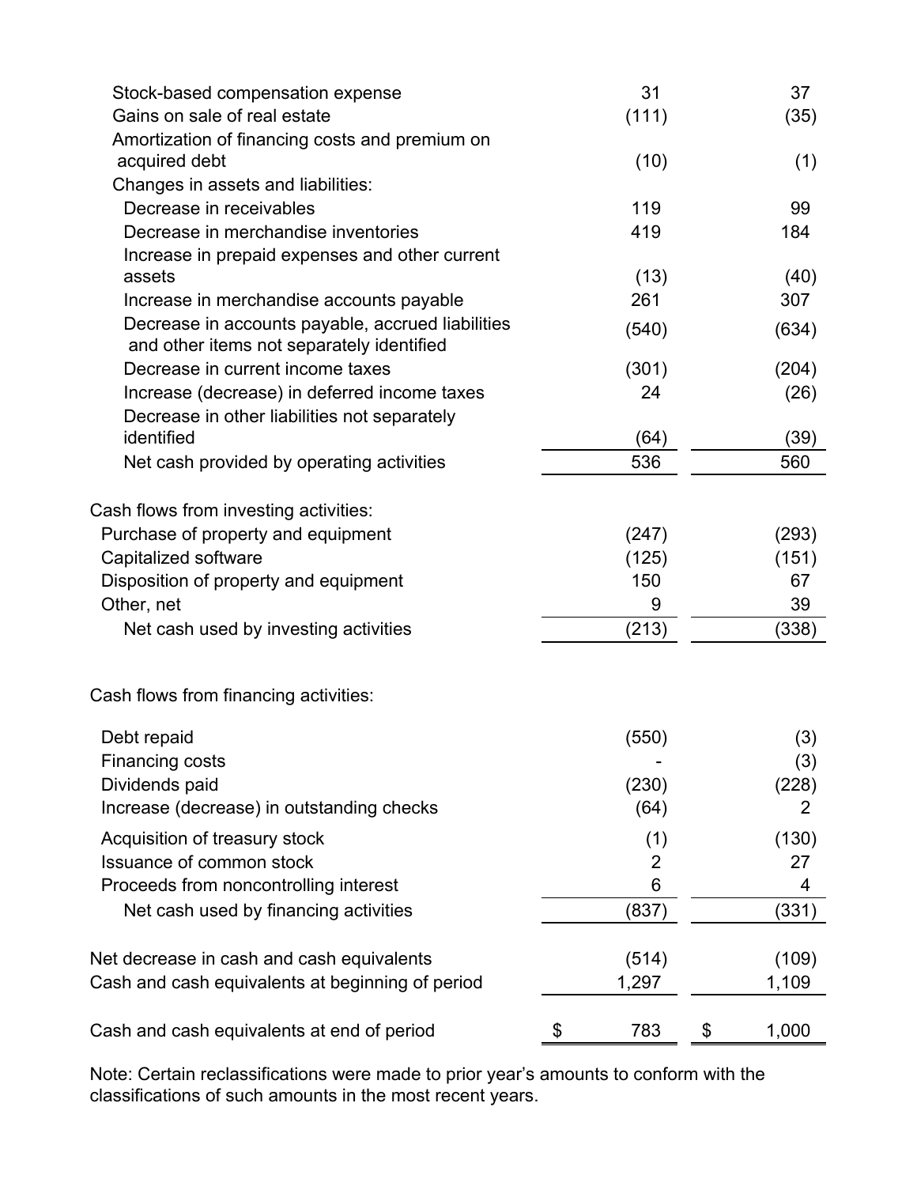| | | |
|---|---|---|
| Stock-based compensation expense | 31 | 37 |
| Gains on sale of real estate | (111) | (35) |
| Amortization of financing costs and premium on acquired debt | (10) | (1) |
| Changes in assets and liabilities: | | |
| Decrease in receivables | 119 | 99 |
| Decrease in merchandise inventories | 419 | 184 |
| Increase in prepaid expenses and other current assets | (13) | (40) |
| Increase in merchandise accounts payable | 261 | 307 |
| Decrease in accounts payable, accrued liabilities and other items not separately identified | (540) | (634) |
| Decrease in current income taxes | (301) | (204) |
| Increase (decrease) in deferred income taxes | 24 | (26) |
| Decrease in other liabilities not separately identified | (64) | (39) |
| Net cash provided by operating activities | 536 | 560 |
| | | |
| Cash flows from investing activities: | | |
| Purchase of property and equipment | (247) | (293) |
| Capitalized software | (125) | (151) |
| Disposition of property and equipment | 150 | 67 |
| Other, net | 9 | 39 |
| Net cash used by investing activities | (213) | (338) |
| | | |
| Cash flows from financing activities: | | |
| Debt repaid | (550) | (3) |
| Financing costs | - | (3) |
| Dividends paid | (230) | (228) |
| Increase (decrease) in outstanding checks | (64) | 2 |
| Acquisition of treasury stock | (1) | (130) |
| Issuance of common stock | 2 | 27 |
| Proceeds from noncontrolling interest | 6 | 4 |
| Net cash used by financing activities | (837) | (331) |
| | | |
| Net decrease in cash and cash equivalents | (514) | (109) |
| Cash and cash equivalents at beginning of period | 1,297 | 1,109 |
| | | |
| Cash and cash equivalents at end of period | $ 783 | $ 1,000 |

Note: Certain reclassifications were made to prior year's amounts to conform with the classifications of such amounts in the most recent years.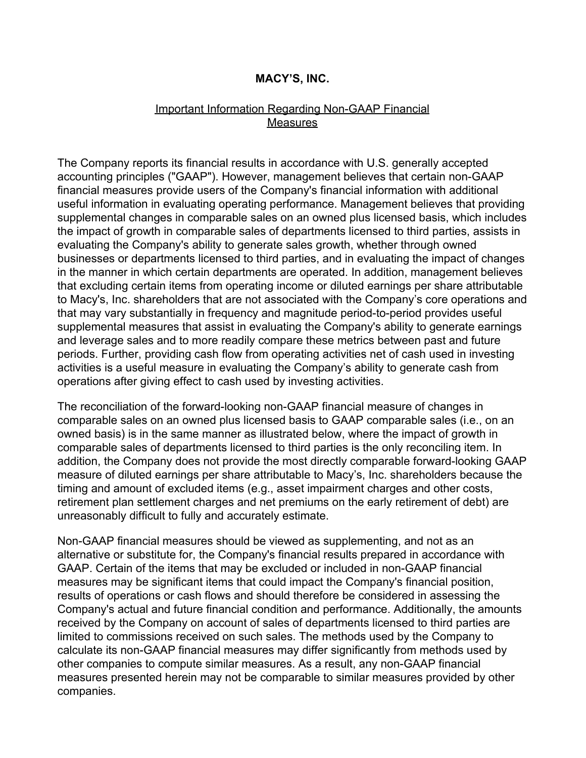# MACY'S, INC.

## Important Information Regarding Non-GAAP Financial Measures

The Company reports its financial results in accordance with U.S. generally accepted accounting principles ("GAAP"). However, management believes that certain non-GAAP financial measures provide users of the Company's financial information with additional useful information in evaluating operating performance. Management believes that providing supplemental changes in comparable sales on an owned plus licensed basis, which includes the impact of growth in comparable sales of departments licensed to third parties, assists in evaluating the Company's ability to generate sales growth, whether through owned businesses or departments licensed to third parties, and in evaluating the impact of changes in the manner in which certain departments are operated. In addition, management believes that excluding certain items from operating income or diluted earnings per share attributable to Macy's, Inc. shareholders that are not associated with the Company's core operations and that may vary substantially in frequency and magnitude period-to-period provides useful supplemental measures that assist in evaluating the Company's ability to generate earnings and leverage sales and to more readily compare these metrics between past and future periods. Further, providing cash flow from operating activities net of cash used in investing activities is a useful measure in evaluating the Company's ability to generate cash from operations after giving effect to cash used by investing activities.

The reconciliation of the forward-looking non-GAAP financial measure of changes in comparable sales on an owned plus licensed basis to GAAP comparable sales (i.e., on an owned basis) is in the same manner as illustrated below, where the impact of growth in comparable sales of departments licensed to third parties is the only reconciling item. In addition, the Company does not provide the most directly comparable forward-looking GAAP measure of diluted earnings per share attributable to Macy's, Inc. shareholders because the timing and amount of excluded items (e.g., asset impairment charges and other costs, retirement plan settlement charges and net premiums on the early retirement of debt) are unreasonably difficult to fully and accurately estimate.

Non-GAAP financial measures should be viewed as supplementing, and not as an alternative or substitute for, the Company's financial results prepared in accordance with GAAP. Certain of the items that may be excluded or included in non-GAAP financial measures may be significant items that could impact the Company's financial position, results of operations or cash flows and should therefore be considered in assessing the Company's actual and future financial condition and performance. Additionally, the amounts received by the Company on account of sales of departments licensed to third parties are limited to commissions received on such sales. The methods used by the Company to calculate its non-GAAP financial measures may differ significantly from methods used by other companies to compute similar measures. As a result, any non-GAAP financial measures presented herein may not be comparable to similar measures provided by other companies.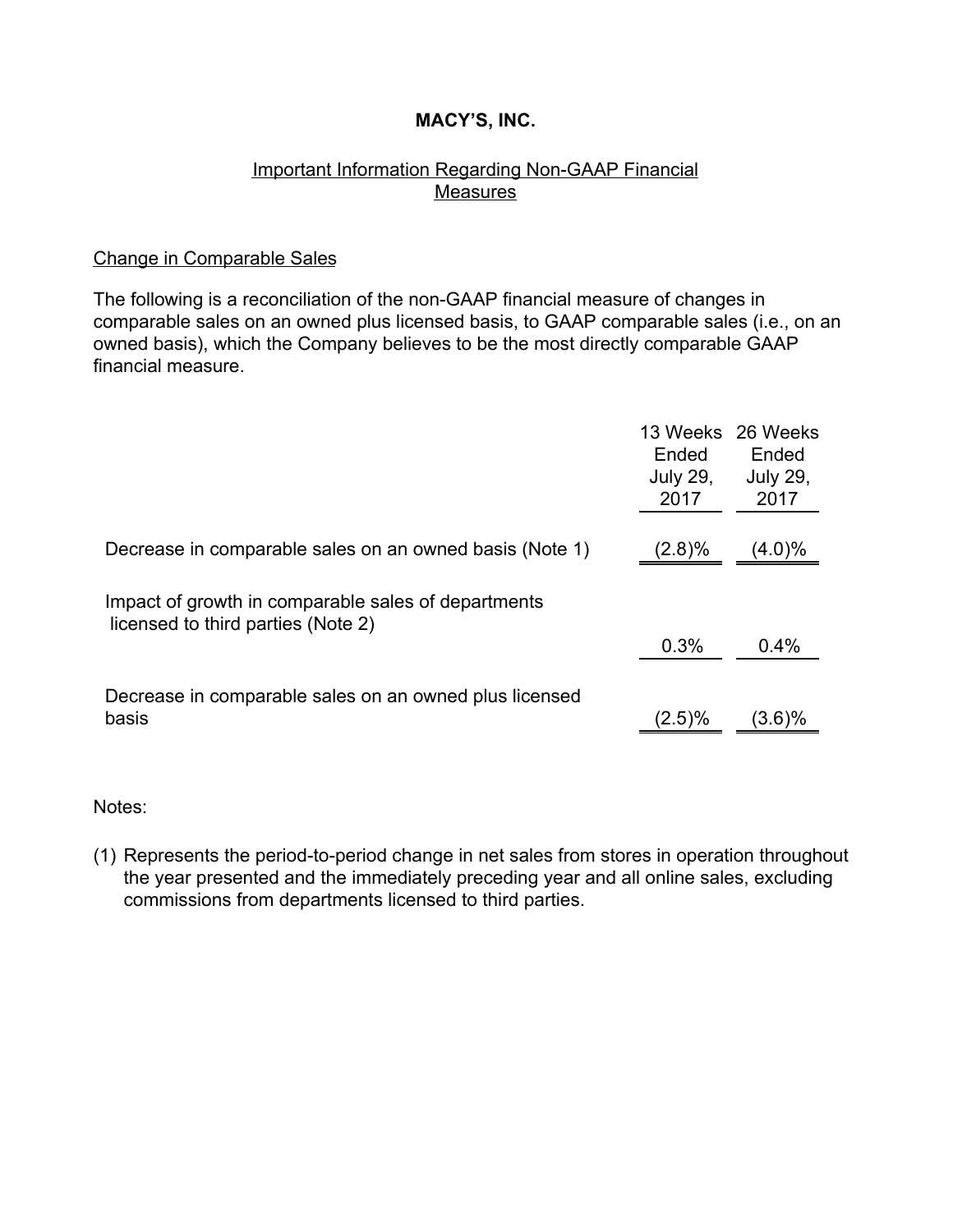**MACY'S, INC.**

Important Information Regarding Non-GAAP Financial Measures

Change in Comparable Sales

The following is a reconciliation of the non-GAAP financial measure of changes in comparable sales on an owned plus licensed basis, to GAAP comparable sales (i.e., on an owned basis), which the Company believes to be the most directly comparable GAAP financial measure.

| | 13 Weeks Ended July 29, 2017 | 26 Weeks Ended July 29, 2017 |
|---|---|---|
| Decrease in comparable sales on an owned basis (Note 1) | (2.8)% | (4.0)% |
| Impact of growth in comparable sales of departments licensed to third parties (Note 2) | 0.3% | 0.4% |
| Decrease in comparable sales on an owned plus licensed basis | (2.5)% | (3.6)% |

Notes:

(1) Represents the period-to-period change in net sales from stores in operation throughout the year presented and the immediately preceding year and all online sales, excluding commissions from departments licensed to third parties.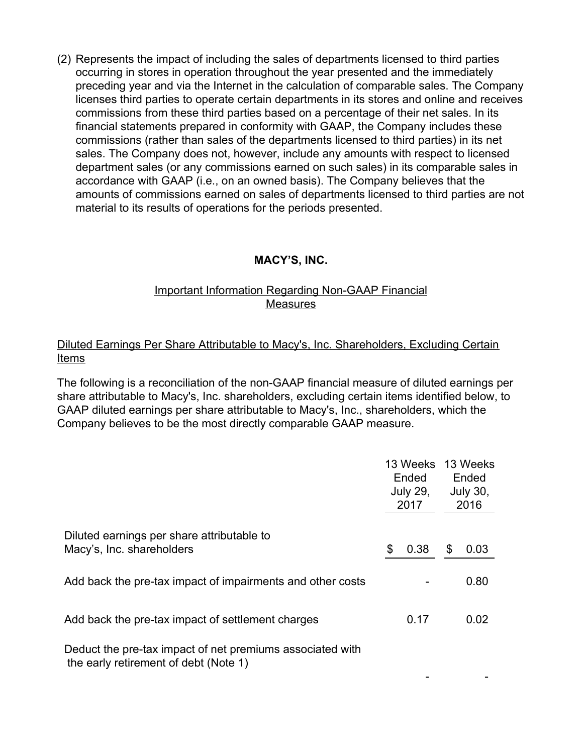(2) Represents the impact of including the sales of departments licensed to third parties occurring in stores in operation throughout the year presented and the immediately preceding year and via the Internet in the calculation of comparable sales. The Company licenses third parties to operate certain departments in its stores and online and receives commissions from these third parties based on a percentage of their net sales. In its financial statements prepared in conformity with GAAP, the Company includes these commissions (rather than sales of the departments licensed to third parties) in its net sales. The Company does not, however, include any amounts with respect to licensed department sales (or any commissions earned on such sales) in its comparable sales in accordance with GAAP (i.e., on an owned basis). The Company believes that the amounts of commissions earned on sales of departments licensed to third parties are not material to its results of operations for the periods presented.

**MACY'S, INC.**

Important Information Regarding Non-GAAP Financial Measures

Diluted Earnings Per Share Attributable to Macy's, Inc. Shareholders, Excluding Certain Items

The following is a reconciliation of the non-GAAP financial measure of diluted earnings per share attributable to Macy's, Inc. shareholders, excluding certain items identified below, to GAAP diluted earnings per share attributable to Macy's, Inc., shareholders, which the Company believes to be the most directly comparable GAAP measure.

| | 13 Weeks Ended July 29, 2017 | 13 Weeks Ended July 30, 2016 |
|---|---|---|
| Diluted earnings per share attributable to Macy's, Inc. shareholders | $ 0.38 | $ 0.03 |
| Add back the pre-tax impact of impairments and other costs | - | 0.80 |
| Add back the pre-tax impact of settlement charges | 0.17 | 0.02 |
| Deduct the pre-tax impact of net premiums associated with the early retirement of debt (Note 1) | - | - |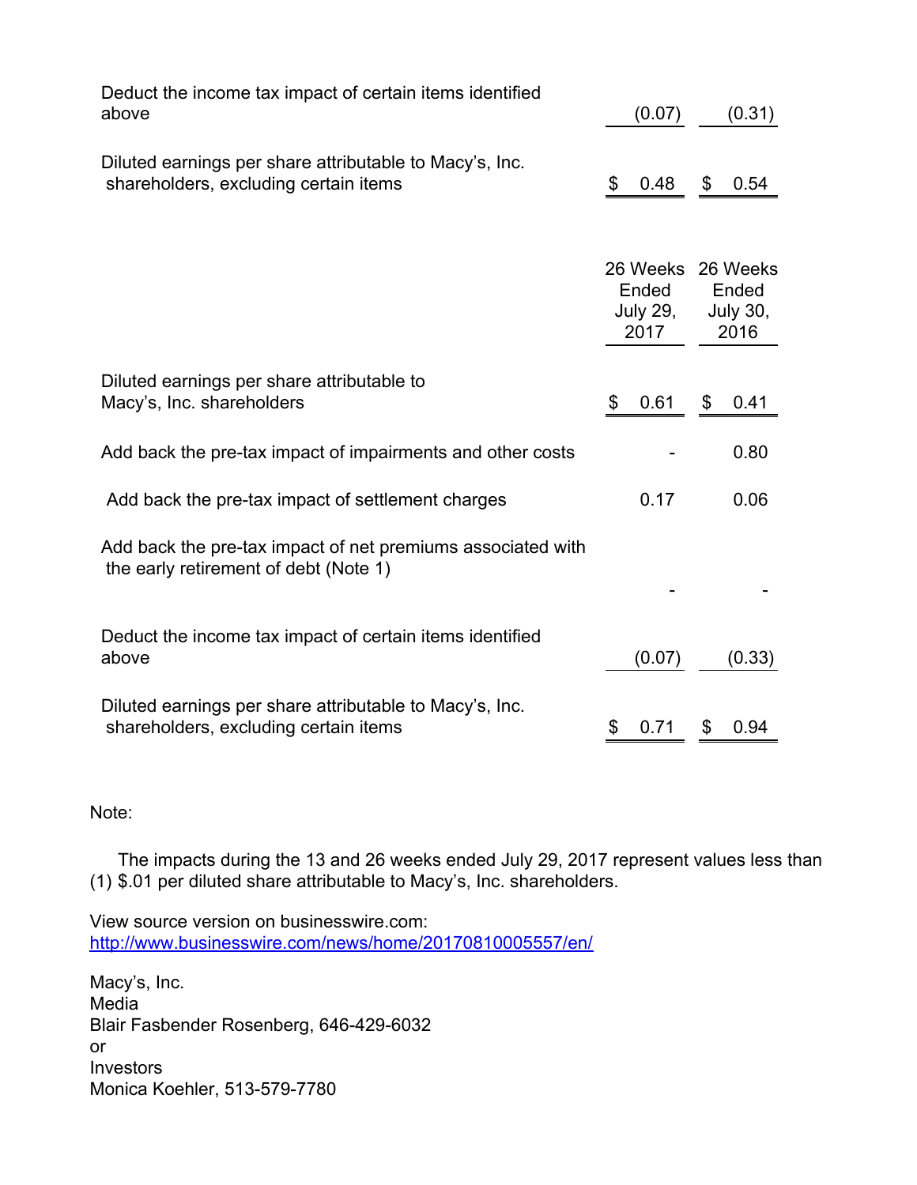| | | |
|---|---|---|
| Deduct the income tax impact of certain items identified above | (0.07) | (0.31) |
| Diluted earnings per share attributable to Macy's, Inc. shareholders, excluding certain items | $ 0.48 | $ 0.54 |

| | 26 Weeks Ended July 29, 2017 | 26 Weeks Ended July 30, 2016 |
|---|---|---|
| Diluted earnings per share attributable to Macy's, Inc. shareholders | $ 0.61 | $ 0.41 |
| Add back the pre-tax impact of impairments and other costs | - | 0.80 |
| Add back the pre-tax impact of settlement charges | 0.17 | 0.06 |
| Add back the pre-tax impact of net premiums associated with the early retirement of debt (Note 1) | - | - |
| Deduct the income tax impact of certain items identified above | (0.07) | (0.33) |
| Diluted earnings per share attributable to Macy's, Inc. shareholders, excluding certain items | $ 0.71 | $ 0.94 |

Note:

(1) The impacts during the 13 and 26 weeks ended July 29, 2017 represent values less than $.01 per diluted share attributable to Macy's, Inc. shareholders.

View source version on businesswire.com: http://www.businesswire.com/news/home/20170810005557/en/

Macy's, Inc.
Media
Blair Fasbender Rosenberg, 646-429-6032
or
Investors
Monica Koehler, 513-579-7780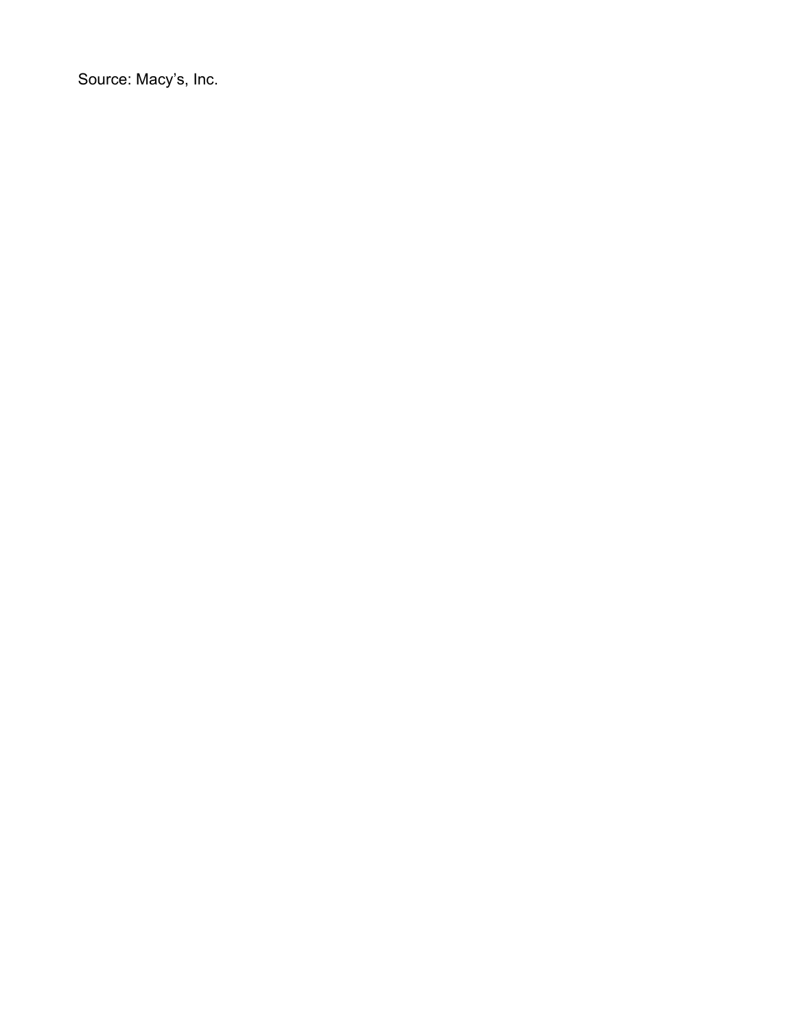Source: Macy’s, Inc.